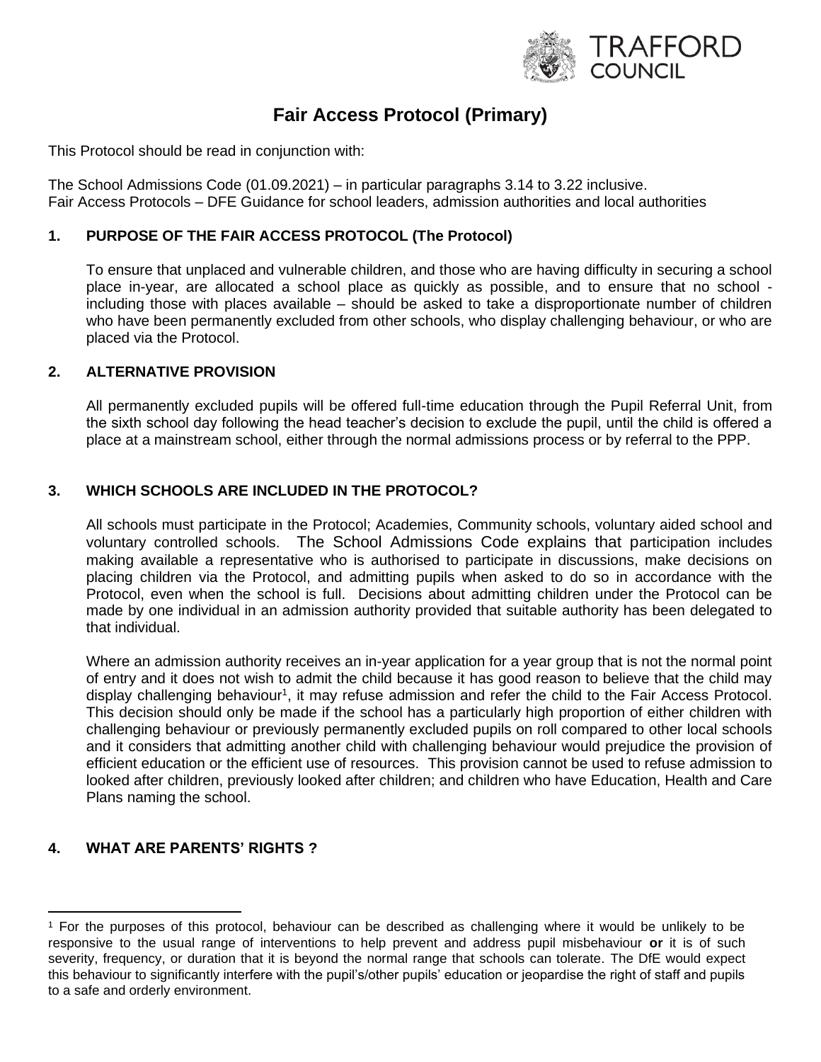# Fair Access Protocol (Primary)

This Protocol should be read in conjunction with:

The School Admissions Code (01.09.2021) – in particular paragraphs 3.14 to 3.22 inclusive.
Fair Access Protocols – DFE Guidance for school leaders, admission authorities and local authorities

## 1. PURPOSE OF THE FAIR ACCESS PROTOCOL (The Protocol)

To ensure that unplaced and vulnerable children, and those who are having difficulty in securing a school place in-year, are allocated a school place as quickly as possible, and to ensure that no school - including those with places available – should be asked to take a disproportionate number of children who have been permanently excluded from other schools, who display challenging behaviour, or who are placed via the Protocol.

## 2. ALTERNATIVE PROVISION

All permanently excluded pupils will be offered full-time education through the Pupil Referral Unit, from the sixth school day following the head teacher's decision to exclude the pupil, until the child is offered a place at a mainstream school, either through the normal admissions process or by referral to the PPP.

## 3. WHICH SCHOOLS ARE INCLUDED IN THE PROTOCOL?

All schools must participate in the Protocol; Academies, Community schools, voluntary aided school and voluntary controlled schools. The School Admissions Code explains that participation includes making available a representative who is authorised to participate in discussions, make decisions on placing children via the Protocol, and admitting pupils when asked to do so in accordance with the Protocol, even when the school is full. Decisions about admitting children under the Protocol can be made by one individual in an admission authority provided that suitable authority has been delegated to that individual.

Where an admission authority receives an in-year application for a year group that is not the normal point of entry and it does not wish to admit the child because it has good reason to believe that the child may display challenging behaviour[1], it may refuse admission and refer the child to the Fair Access Protocol. This decision should only be made if the school has a particularly high proportion of either children with challenging behaviour or previously permanently excluded pupils on roll compared to other local schools and it considers that admitting another child with challenging behaviour would prejudice the provision of efficient education or the efficient use of resources. This provision cannot be used to refuse admission to looked after children, previously looked after children; and children who have Education, Health and Care Plans naming the school.

## 4. WHAT ARE PARENTS' RIGHTS ?

[1] For the purposes of this protocol, behaviour can be described as challenging where it would be unlikely to be responsive to the usual range of interventions to help prevent and address pupil misbehaviour **or** it is of such severity, frequency, or duration that it is beyond the normal range that schools can tolerate. The DfE would expect this behaviour to significantly interfere with the pupil's/other pupils' education or jeopardise the right of staff and pupils to a safe and orderly environment.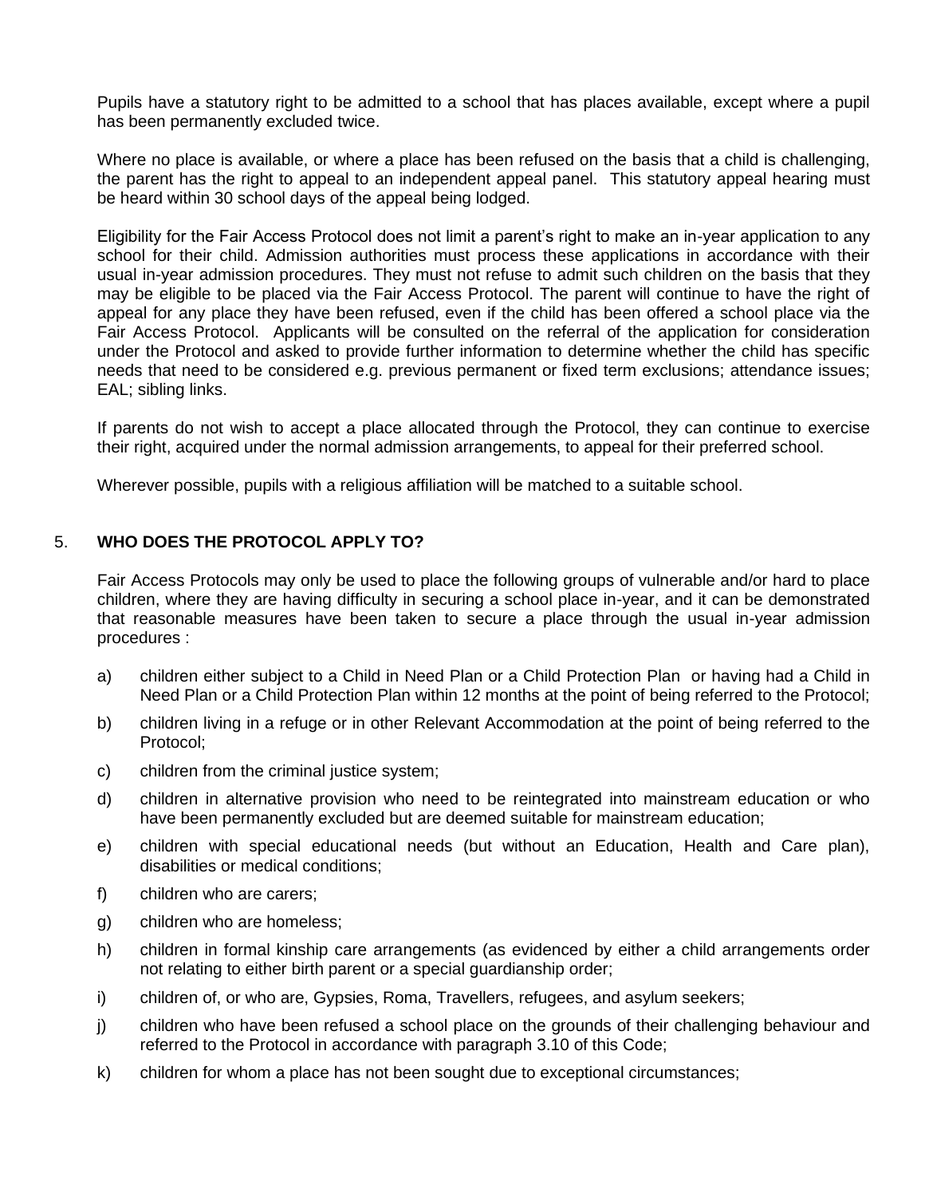Pupils have a statutory right to be admitted to a school that has places available, except where a pupil has been permanently excluded twice.

Where no place is available, or where a place has been refused on the basis that a child is challenging, the parent has the right to appeal to an independent appeal panel. This statutory appeal hearing must be heard within 30 school days of the appeal being lodged.

Eligibility for the Fair Access Protocol does not limit a parent's right to make an in-year application to any school for their child. Admission authorities must process these applications in accordance with their usual in-year admission procedures. They must not refuse to admit such children on the basis that they may be eligible to be placed via the Fair Access Protocol. The parent will continue to have the right of appeal for any place they have been refused, even if the child has been offered a school place via the Fair Access Protocol. Applicants will be consulted on the referral of the application for consideration under the Protocol and asked to provide further information to determine whether the child has specific needs that need to be considered e.g. previous permanent or fixed term exclusions; attendance issues; EAL; sibling links.

If parents do not wish to accept a place allocated through the Protocol, they can continue to exercise their right, acquired under the normal admission arrangements, to appeal for their preferred school.

Wherever possible, pupils with a religious affiliation will be matched to a suitable school.

## 5. WHO DOES THE PROTOCOL APPLY TO?

Fair Access Protocols may only be used to place the following groups of vulnerable and/or hard to place children, where they are having difficulty in securing a school place in-year, and it can be demonstrated that reasonable measures have been taken to secure a place through the usual in-year admission procedures :

a) children either subject to a Child in Need Plan or a Child Protection Plan or having had a Child in Need Plan or a Child Protection Plan within 12 months at the point of being referred to the Protocol;

b) children living in a refuge or in other Relevant Accommodation at the point of being referred to the Protocol;

c) children from the criminal justice system;

d) children in alternative provision who need to be reintegrated into mainstream education or who have been permanently excluded but are deemed suitable for mainstream education;

e) children with special educational needs (but without an Education, Health and Care plan), disabilities or medical conditions;

f) children who are carers;

g) children who are homeless;

h) children in formal kinship care arrangements (as evidenced by either a child arrangements order not relating to either birth parent or a special guardianship order;

i) children of, or who are, Gypsies, Roma, Travellers, refugees, and asylum seekers;

j) children who have been refused a school place on the grounds of their challenging behaviour and referred to the Protocol in accordance with paragraph 3.10 of this Code;

k) children for whom a place has not been sought due to exceptional circumstances;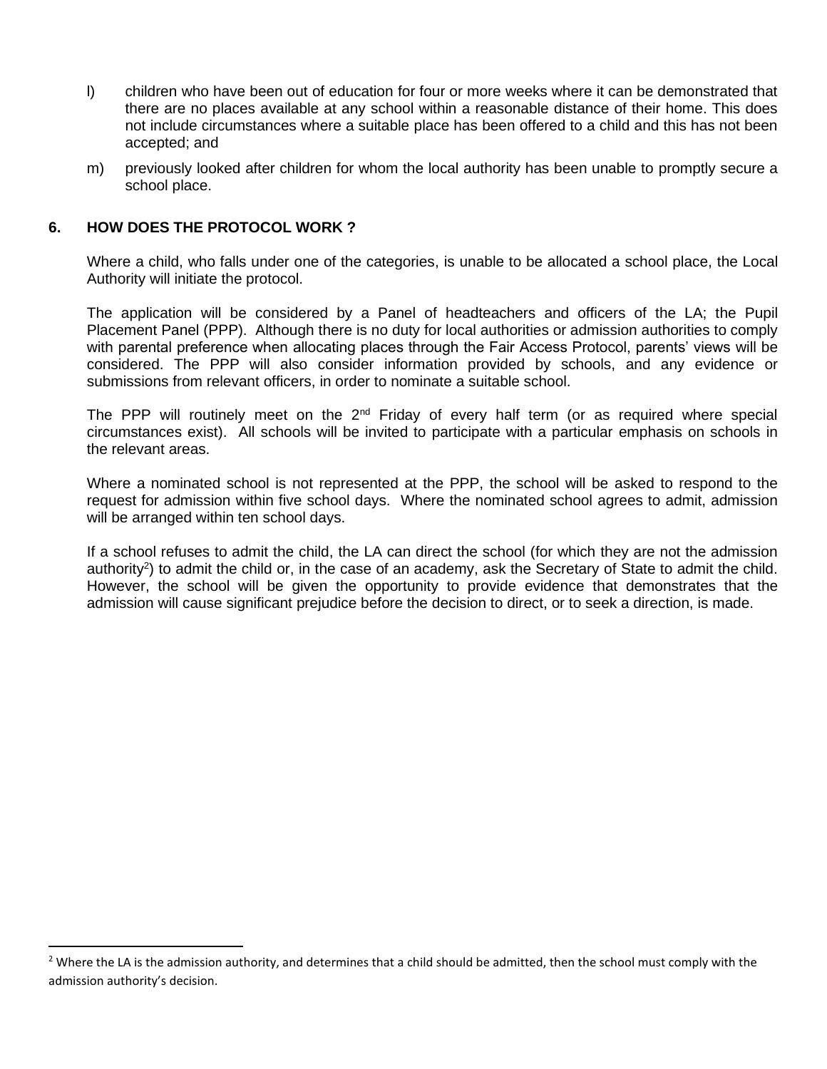l) children who have been out of education for four or more weeks where it can be demonstrated that there are no places available at any school within a reasonable distance of their home. This does not include circumstances where a suitable place has been offered to a child and this has not been accepted; and

m) previously looked after children for whom the local authority has been unable to promptly secure a school place.

## 6. HOW DOES THE PROTOCOL WORK ?

Where a child, who falls under one of the categories, is unable to be allocated a school place, the Local Authority will initiate the protocol.

The application will be considered by a Panel of headteachers and officers of the LA; the Pupil Placement Panel (PPP). Although there is no duty for local authorities or admission authorities to comply with parental preference when allocating places through the Fair Access Protocol, parents' views will be considered. The PPP will also consider information provided by schools, and any evidence or submissions from relevant officers, in order to nominate a suitable school.

The PPP will routinely meet on the 2nd Friday of every half term (or as required where special circumstances exist). All schools will be invited to participate with a particular emphasis on schools in the relevant areas.

Where a nominated school is not represented at the PPP, the school will be asked to respond to the request for admission within five school days. Where the nominated school agrees to admit, admission will be arranged within ten school days.

If a school refuses to admit the child, the LA can direct the school (for which they are not the admission authority[2]) to admit the child or, in the case of an academy, ask the Secretary of State to admit the child. However, the school will be given the opportunity to provide evidence that demonstrates that the admission will cause significant prejudice before the decision to direct, or to seek a direction, is made.

---

[2] Where the LA is the admission authority, and determines that a child should be admitted, then the school must comply with the admission authority's decision.